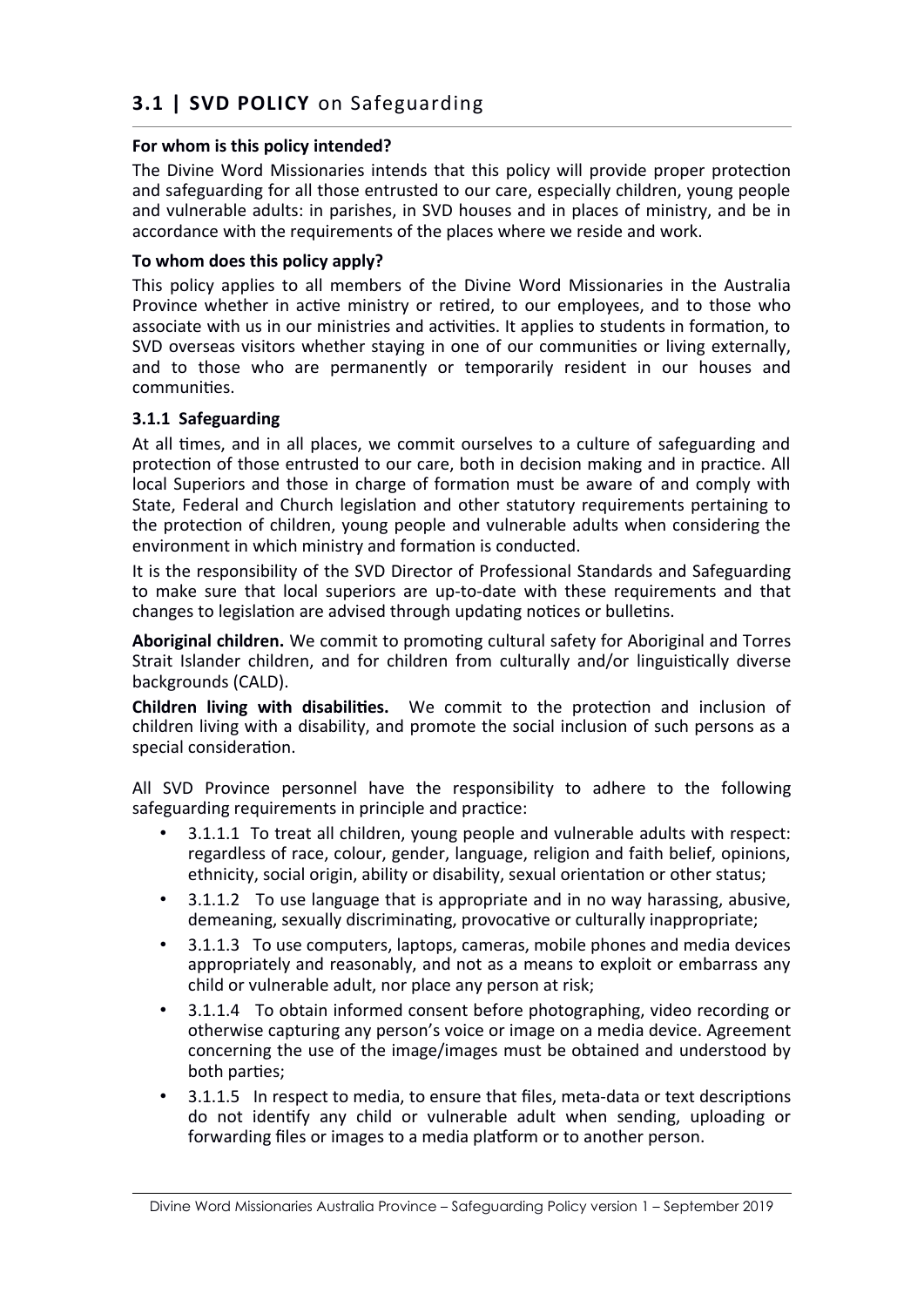## 3.1 | **SVD POLICY** on Safeguarding

**For whom is this policy intended?**

The Divine Word Missionaries intends that this policy will provide proper protection and safeguarding for all those entrusted to our care, especially children, young people and vulnerable adults: in parishes, in SVD houses and in places of ministry, and be in accordance with the requirements of the places where we reside and work.

**To whom does this policy apply?**

This policy applies to all members of the Divine Word Missionaries in the Australia Province whether in active ministry or retired, to our employees, and to those who associate with us in our ministries and activities. It applies to students in formation, to SVD overseas visitors whether staying in one of our communities or living externally, and to those who are permanently or temporarily resident in our houses and communities.

### 3.1.1 Safeguarding

At all times, and in all places, we commit ourselves to a culture of safeguarding and protection of those entrusted to our care, both in decision making and in practice. All local Superiors and those in charge of formation must be aware of and comply with State, Federal and Church legislation and other statutory requirements pertaining to the protection of children, young people and vulnerable adults when considering the environment in which ministry and formation is conducted.

It is the responsibility of the SVD Director of Professional Standards and Safeguarding to make sure that local superiors are up-to-date with these requirements and that changes to legislation are advised through updating notices or bulletins.

**Aboriginal children.** We commit to promoting cultural safety for Aboriginal and Torres Strait Islander children, and for children from culturally and/or linguistically diverse backgrounds (CALD).

**Children living with disabilities.** We commit to the protection and inclusion of children living with a disability, and promote the social inclusion of such persons as a special consideration.

All SVD Province personnel have the responsibility to adhere to the following safeguarding requirements in principle and practice:

- 3.1.1.1 To treat all children, young people and vulnerable adults with respect: regardless of race, colour, gender, language, religion and faith belief, opinions, ethnicity, social origin, ability or disability, sexual orientation or other status;
- 3.1.1.2 To use language that is appropriate and in no way harassing, abusive, demeaning, sexually discriminating, provocative or culturally inappropriate;
- 3.1.1.3 To use computers, laptops, cameras, mobile phones and media devices appropriately and reasonably, and not as a means to exploit or embarrass any child or vulnerable adult, nor place any person at risk;
- 3.1.1.4 To obtain informed consent before photographing, video recording or otherwise capturing any person's voice or image on a media device. Agreement concerning the use of the image/images must be obtained and understood by both parties;
- 3.1.1.5 In respect to media, to ensure that files, meta-data or text descriptions do not identify any child or vulnerable adult when sending, uploading or forwarding files or images to a media platform or to another person.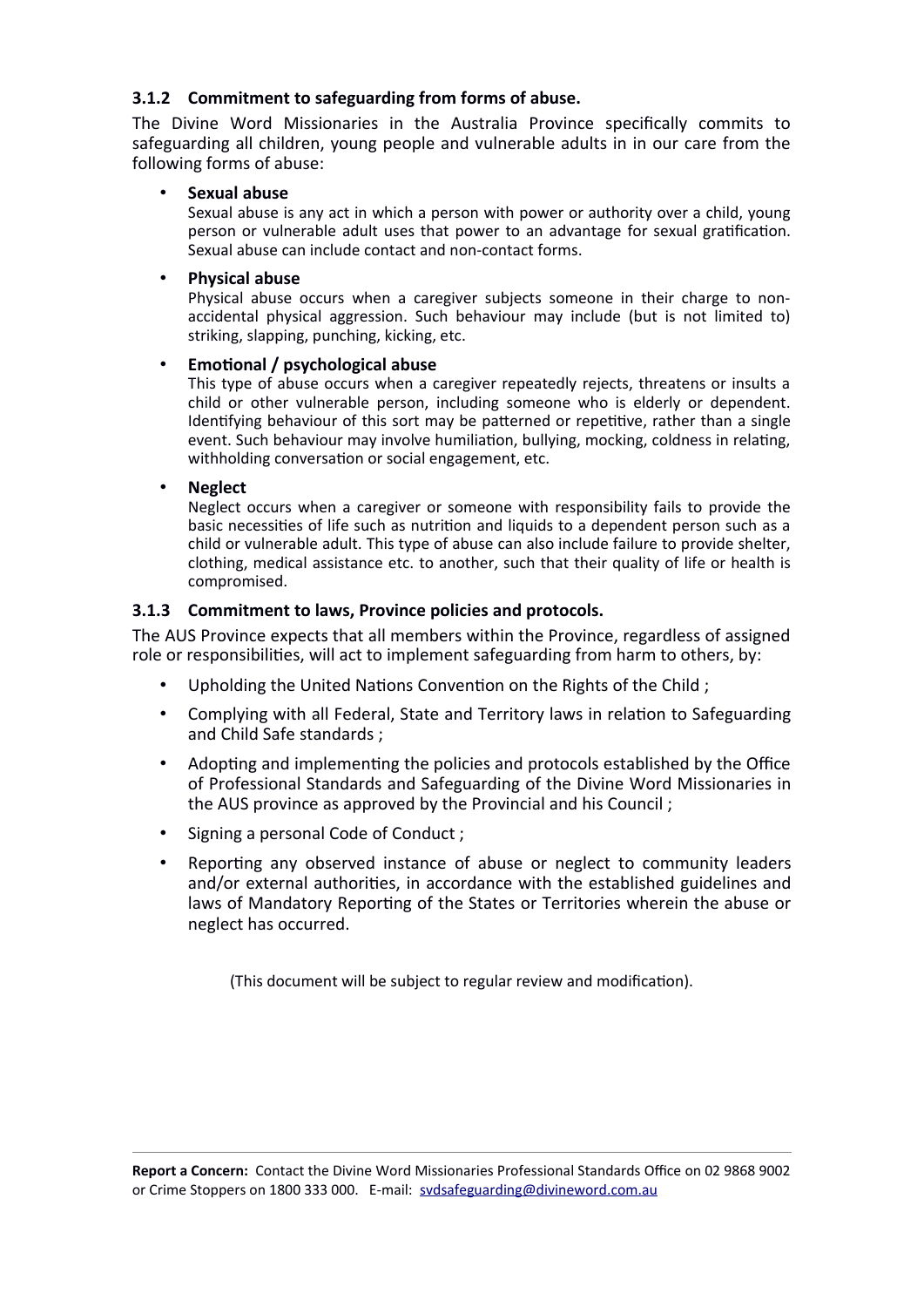### 3.1.2 Commitment to safeguarding from forms of abuse.

The Divine Word Missionaries in the Australia Province specifically commits to safeguarding all children, young people and vulnerable adults in in our care from the following forms of abuse:

- **Sexual abuse**
  Sexual abuse is any act in which a person with power or authority over a child, young person or vulnerable adult uses that power to an advantage for sexual gratification. Sexual abuse can include contact and non-contact forms.

- **Physical abuse**
  Physical abuse occurs when a caregiver subjects someone in their charge to non-accidental physical aggression. Such behaviour may include (but is not limited to) striking, slapping, punching, kicking, etc.

- **Emotional / psychological abuse**
  This type of abuse occurs when a caregiver repeatedly rejects, threatens or insults a child or other vulnerable person, including someone who is elderly or dependent. Identifying behaviour of this sort may be patterned or repetitive, rather than a single event. Such behaviour may involve humiliation, bullying, mocking, coldness in relating, withholding conversation or social engagement, etc.

- **Neglect**
  Neglect occurs when a caregiver or someone with responsibility fails to provide the basic necessities of life such as nutrition and liquids to a dependent person such as a child or vulnerable adult. This type of abuse can also include failure to provide shelter, clothing, medical assistance etc. to another, such that their quality of life or health is compromised.

### 3.1.3 Commitment to laws, Province policies and protocols.

The AUS Province expects that all members within the Province, regardless of assigned role or responsibilities, will act to implement safeguarding from harm to others, by:

- Upholding the United Nations Convention on the Rights of the Child ;
- Complying with all Federal, State and Territory laws in relation to Safeguarding and Child Safe standards ;
- Adopting and implementing the policies and protocols established by the Office of Professional Standards and Safeguarding of the Divine Word Missionaries in the AUS province as approved by the Provincial and his Council ;
- Signing a personal Code of Conduct ;
- Reporting any observed instance of abuse or neglect to community leaders and/or external authorities, in accordance with the established guidelines and laws of Mandatory Reporting of the States or Territories wherein the abuse or neglect has occurred.

(This document will be subject to regular review and modification).

**Report a Concern:** Contact the Divine Word Missionaries Professional Standards Office on 02 9868 9002 or Crime Stoppers on 1800 333 000. E-mail: svdsafeguarding@divineword.com.au